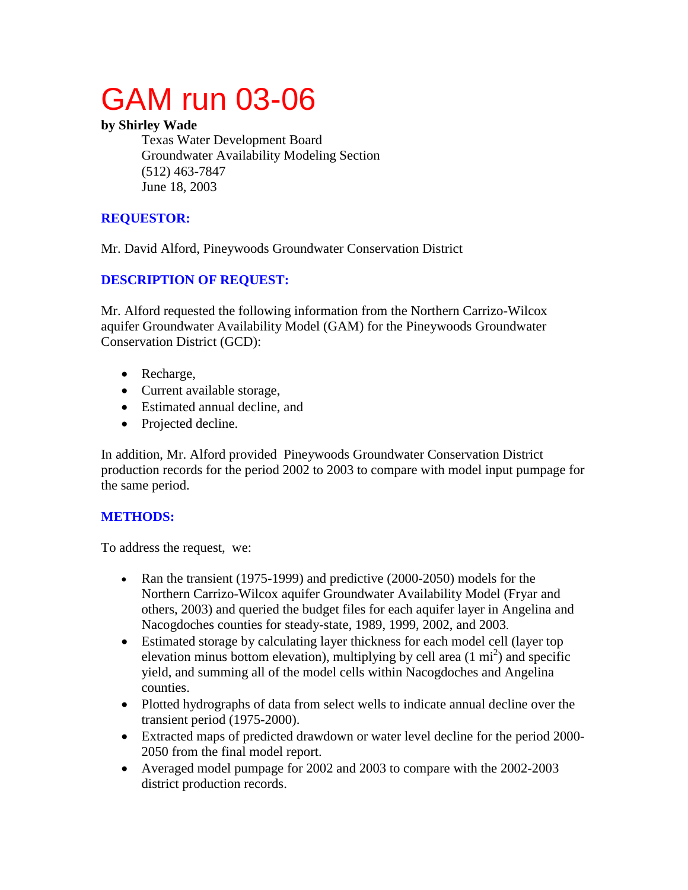# GAM run 03-06

**by Shirley Wade**

Texas Water Development Board
Groundwater Availability Modeling Section
(512) 463-7847
June 18, 2003

## REQUESTOR:

Mr. David Alford, Pineywoods Groundwater Conservation District

## DESCRIPTION OF REQUEST:

Mr. Alford requested the following information from the Northern Carrizo-Wilcox aquifer Groundwater Availability Model (GAM) for the Pineywoods Groundwater Conservation District (GCD):

- Recharge,
- Current available storage,
- Estimated annual decline, and
- Projected decline.

In addition, Mr. Alford provided Pineywoods Groundwater Conservation District production records for the period 2002 to 2003 to compare with model input pumpage for the same period.

## METHODS:

To address the request, we:

- Ran the transient (1975-1999) and predictive (2000-2050) models for the Northern Carrizo-Wilcox aquifer Groundwater Availability Model (Fryar and others, 2003) and queried the budget files for each aquifer layer in Angelina and Nacogdoches counties for steady-state, 1989, 1999, 2002, and 2003.
- Estimated storage by calculating layer thickness for each model cell (layer top elevation minus bottom elevation), multiplying by cell area (1 $mi^2$) and specific yield, and summing all of the model cells within Nacogdoches and Angelina counties.
- Plotted hydrographs of data from select wells to indicate annual decline over the transient period (1975-2000).
- Extracted maps of predicted drawdown or water level decline for the period 2000-2050 from the final model report.
- Averaged model pumpage for 2002 and 2003 to compare with the 2002-2003 district production records.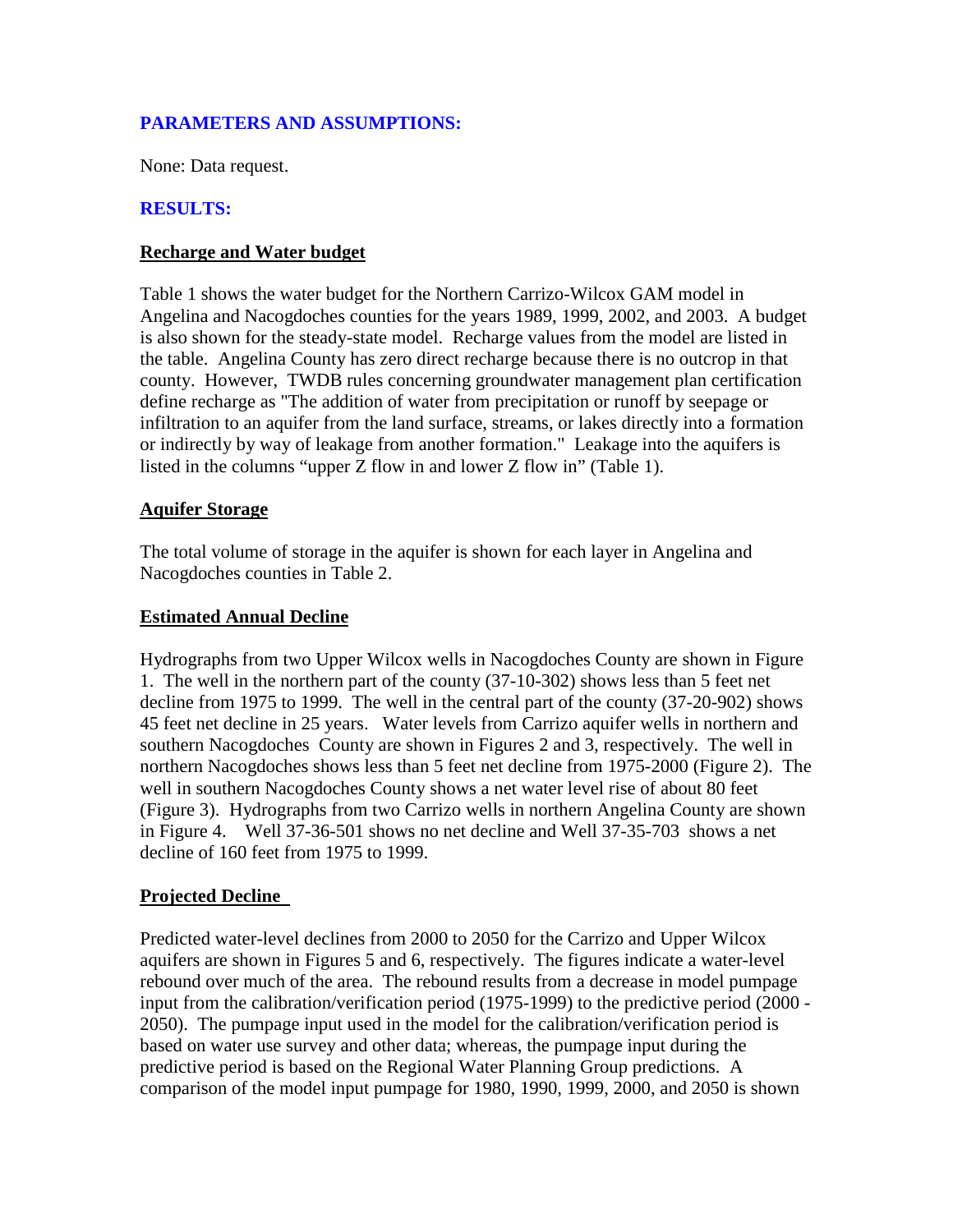## PARAMETERS AND ASSUMPTIONS:

None: Data request.

## RESULTS:

### Recharge and Water budget

Table 1 shows the water budget for the Northern Carrizo-Wilcox GAM model in Angelina and Nacogdoches counties for the years 1989, 1999, 2002, and 2003. A budget is also shown for the steady-state model. Recharge values from the model are listed in the table. Angelina County has zero direct recharge because there is no outcrop in that county. However, TWDB rules concerning groundwater management plan certification define recharge as "The addition of water from precipitation or runoff by seepage or infiltration to an aquifer from the land surface, streams, or lakes directly into a formation or indirectly by way of leakage from another formation." Leakage into the aquifers is listed in the columns "upper Z flow in and lower Z flow in" (Table 1).

### Aquifer Storage

The total volume of storage in the aquifer is shown for each layer in Angelina and Nacogdoches counties in Table 2.

### Estimated Annual Decline

Hydrographs from two Upper Wilcox wells in Nacogdoches County are shown in Figure 1. The well in the northern part of the county (37-10-302) shows less than 5 feet net decline from 1975 to 1999. The well in the central part of the county (37-20-902) shows 45 feet net decline in 25 years. Water levels from Carrizo aquifer wells in northern and southern Nacogdoches County are shown in Figures 2 and 3, respectively. The well in northern Nacogdoches shows less than 5 feet net decline from 1975-2000 (Figure 2). The well in southern Nacogdoches County shows a net water level rise of about 80 feet (Figure 3). Hydrographs from two Carrizo wells in northern Angelina County are shown in Figure 4. Well 37-36-501 shows no net decline and Well 37-35-703 shows a net decline of 160 feet from 1975 to 1999.

### Projected Decline

Predicted water-level declines from 2000 to 2050 for the Carrizo and Upper Wilcox aquifers are shown in Figures 5 and 6, respectively. The figures indicate a water-level rebound over much of the area. The rebound results from a decrease in model pumpage input from the calibration/verification period (1975-1999) to the predictive period (2000 - 2050). The pumpage input used in the model for the calibration/verification period is based on water use survey and other data; whereas, the pumpage input during the predictive period is based on the Regional Water Planning Group predictions. A comparison of the model input pumpage for 1980, 1990, 1999, 2000, and 2050 is shown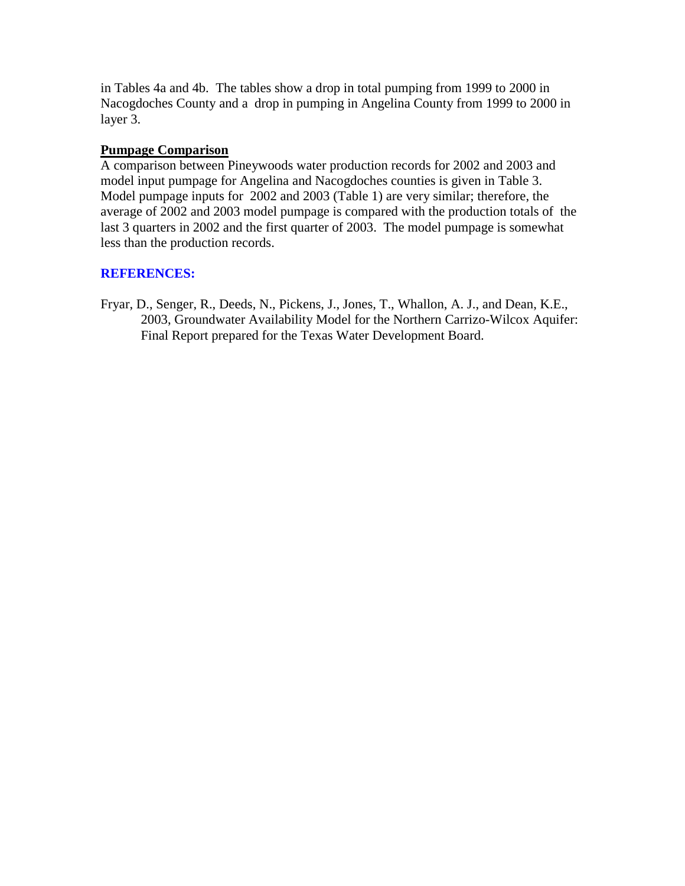in Tables 4a and 4b. The tables show a drop in total pumping from 1999 to 2000 in Nacogdoches County and a drop in pumping in Angelina County from 1999 to 2000 in layer 3.

**Pumpage Comparison**

A comparison between Pineywoods water production records for 2002 and 2003 and model input pumpage for Angelina and Nacogdoches counties is given in Table 3. Model pumpage inputs for 2002 and 2003 (Table 1) are very similar; therefore, the average of 2002 and 2003 model pumpage is compared with the production totals of the last 3 quarters in 2002 and the first quarter of 2003. The model pumpage is somewhat less than the production records.

## REFERENCES:

Fryar, D., Senger, R., Deeds, N., Pickens, J., Jones, T., Whallon, A. J., and Dean, K.E., 2003, Groundwater Availability Model for the Northern Carrizo-Wilcox Aquifer: Final Report prepared for the Texas Water Development Board.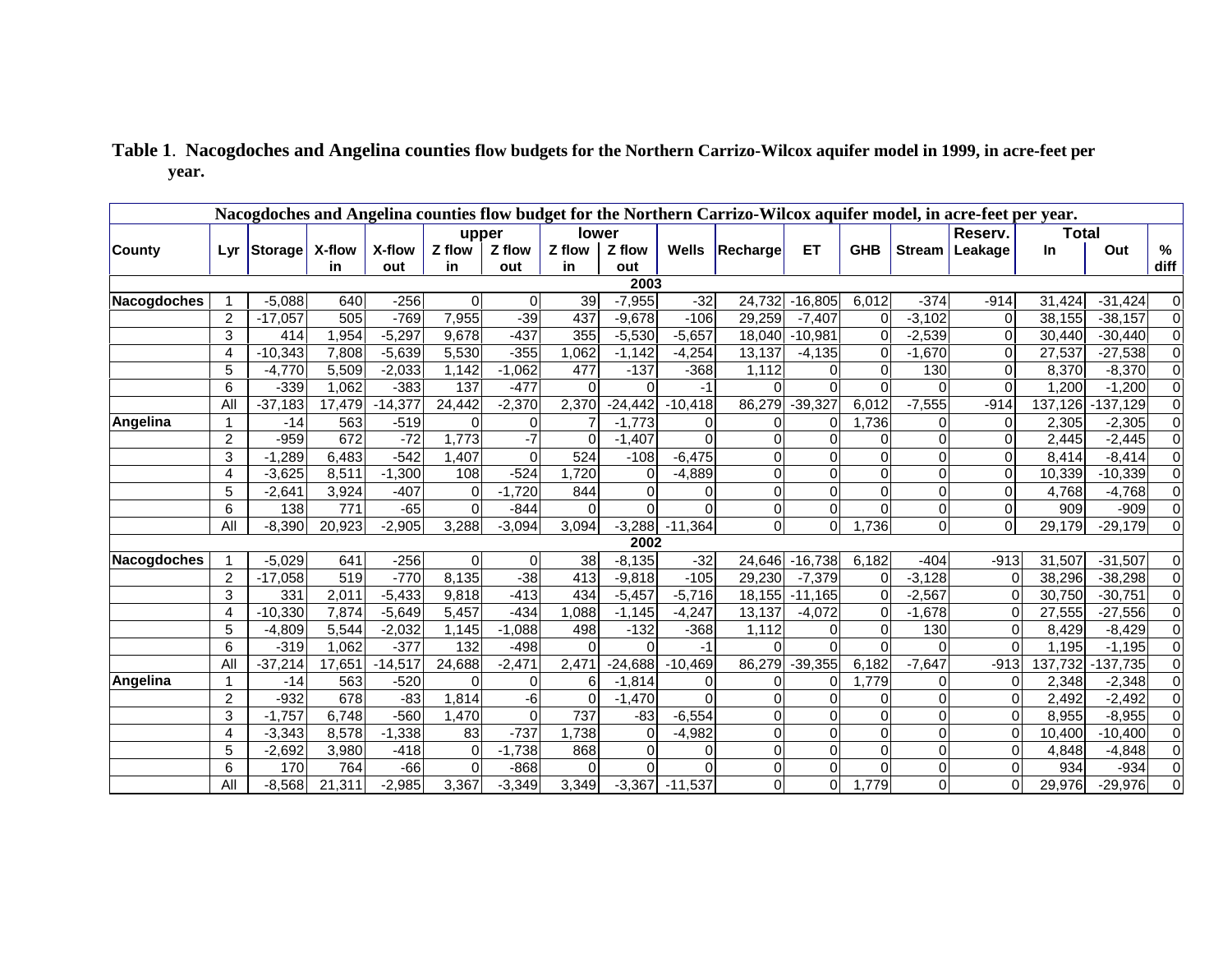**Table 1**. **Nacogdoches and Angelina counties flow budgets for the Northern Carrizo-Wilcox aquifer model in 1999, in acre-feet per year.**

| Nacogdoches and Angelina counties flow budget for the Northern Carrizo-Wilcox aquifer model, in acre-feet per year. | | | | | | | | | | | | | | | | | | |
|---|---|---|---|---|---|---|---|---|---|---|---|---|---|---|---|---|---|---|
| | | | | | upper | | lower | | | | | | | Reserv. | Total | | |
| County | Lyr | Storage | X-flow in | X-flow out | Z flow in | Z flow out | Z flow in | Z flow out | Wells | Recharge | ET | GHB | Stream | Leakage | In | Out | % diff |
| | | | | | | | | 2003 | | | | | | | | | |
| **Nacogdoches** | 1 | -5,088 | 640 | -256 | 0 | 0 | 39 | -7,955 | -32 | 24,732 | -16,805 | 6,012 | -374 | -914 | 31,424 | -31,424 | 0 |
| | 2 | -17,057 | 505 | -769 | 7,955 | -39 | 437 | -9,678 | -106 | 29,259 | -7,407 | 0 | -3,102 | 0 | 38,155 | -38,157 | 0 |
| | 3 | 414 | 1,954 | -5,297 | 9,678 | -437 | 355 | -5,530 | -5,657 | 18,040 | -10,981 | 0 | -2,539 | 0 | 30,440 | -30,440 | 0 |
| | 4 | -10,343 | 7,808 | -5,639 | 5,530 | -355 | 1,062 | -1,142 | -4,254 | 13,137 | -4,135 | 0 | -1,670 | 0 | 27,537 | -27,538 | 0 |
| | 5 | -4,770 | 5,509 | -2,033 | 1,142 | -1,062 | 477 | -137 | -368 | 1,112 | 0 | 0 | 130 | 0 | 8,370 | -8,370 | 0 |
| | 6 | -339 | 1,062 | -383 | 137 | -477 | 0 | 0 | -1 | 0 | 0 | 0 | 0 | 0 | 1,200 | -1,200 | 0 |
| | All | -37,183 | 17,479 | -14,377 | 24,442 | -2,370 | 2,370 | -24,442 | -10,418 | 86,279 | -39,327 | 6,012 | -7,555 | -914 | 137,126 | -137,129 | 0 |
| **Angelina** | 1 | -14 | 563 | -519 | 0 | 0 | 7 | -1,773 | 0 | 0 | 0 | 1,736 | 0 | 0 | 2,305 | -2,305 | 0 |
| | 2 | -959 | 672 | -72 | 1,773 | -7 | 0 | -1,407 | 0 | 0 | 0 | 0 | 0 | 0 | 2,445 | -2,445 | 0 |
| | 3 | -1,289 | 6,483 | -542 | 1,407 | 0 | 524 | -108 | -6,475 | 0 | 0 | 0 | 0 | 0 | 8,414 | -8,414 | 0 |
| | 4 | -3,625 | 8,511 | -1,300 | 108 | -524 | 1,720 | 0 | -4,889 | 0 | 0 | 0 | 0 | 0 | 10,339 | -10,339 | 0 |
| | 5 | -2,641 | 3,924 | -407 | 0 | -1,720 | 844 | 0 | 0 | 0 | 0 | 0 | 0 | 0 | 4,768 | -4,768 | 0 |
| | 6 | 138 | 771 | -65 | 0 | -844 | 0 | 0 | 0 | 0 | 0 | 0 | 0 | 0 | 909 | -909 | 0 |
| | All | -8,390 | 20,923 | -2,905 | 3,288 | -3,094 | 3,094 | -3,288 | -11,364 | 0 | 0 | 1,736 | 0 | 0 | 29,179 | -29,179 | 0 |
| | | | | | | | | 2002 | | | | | | | | | |
| **Nacogdoches** | 1 | -5,029 | 641 | -256 | 0 | 0 | 38 | -8,135 | -32 | 24,646 | -16,738 | 6,182 | -404 | -913 | 31,507 | -31,507 | 0 |
| | 2 | -17,058 | 519 | -770 | 8,135 | -38 | 413 | -9,818 | -105 | 29,230 | -7,379 | 0 | -3,128 | 0 | 38,296 | -38,298 | 0 |
| | 3 | 331 | 2,011 | -5,433 | 9,818 | -413 | 434 | -5,457 | -5,716 | 18,155 | -11,165 | 0 | -2,567 | 0 | 30,750 | -30,751 | 0 |
| | 4 | -10,330 | 7,874 | -5,649 | 5,457 | -434 | 1,088 | -1,145 | -4,247 | 13,137 | -4,072 | 0 | -1,678 | 0 | 27,555 | -27,556 | 0 |
| | 5 | -4,809 | 5,544 | -2,032 | 1,145 | -1,088 | 498 | -132 | -368 | 1,112 | 0 | 0 | 130 | 0 | 8,429 | -8,429 | 0 |
| | 6 | -319 | 1,062 | -377 | 132 | -498 | 0 | 0 | -1 | 0 | 0 | 0 | 0 | 0 | 1,195 | -1,195 | 0 |
| | All | -37,214 | 17,651 | -14,517 | 24,688 | -2,471 | 2,471 | -24,688 | -10,469 | 86,279 | -39,355 | 6,182 | -7,647 | -913 | 137,732 | -137,735 | 0 |
| **Angelina** | 1 | -14 | 563 | -520 | 0 | 0 | 6 | -1,814 | 0 | 0 | 0 | 1,779 | 0 | 0 | 2,348 | -2,348 | 0 |
| | 2 | -932 | 678 | -83 | 1,814 | -6 | 0 | -1,470 | 0 | 0 | 0 | 0 | 0 | 0 | 2,492 | -2,492 | 0 |
| | 3 | -1,757 | 6,748 | -560 | 1,470 | 0 | 737 | -83 | -6,554 | 0 | 0 | 0 | 0 | 0 | 8,955 | -8,955 | 0 |
| | 4 | -3,343 | 8,578 | -1,338 | 83 | -737 | 1,738 | 0 | -4,982 | 0 | 0 | 0 | 0 | 0 | 10,400 | -10,400 | 0 |
| | 5 | -2,692 | 3,980 | -418 | 0 | -1,738 | 868 | 0 | 0 | 0 | 0 | 0 | 0 | 0 | 4,848 | -4,848 | 0 |
| | 6 | 170 | 764 | -66 | 0 | -868 | 0 | 0 | 0 | 0 | 0 | 0 | 0 | 0 | 934 | -934 | 0 |
| | All | -8,568 | 21,311 | -2,985 | 3,367 | -3,349 | 3,349 | -3,367 | -11,537 | 0 | 0 | 1,779 | 0 | 0 | 29,976 | -29,976 | 0 |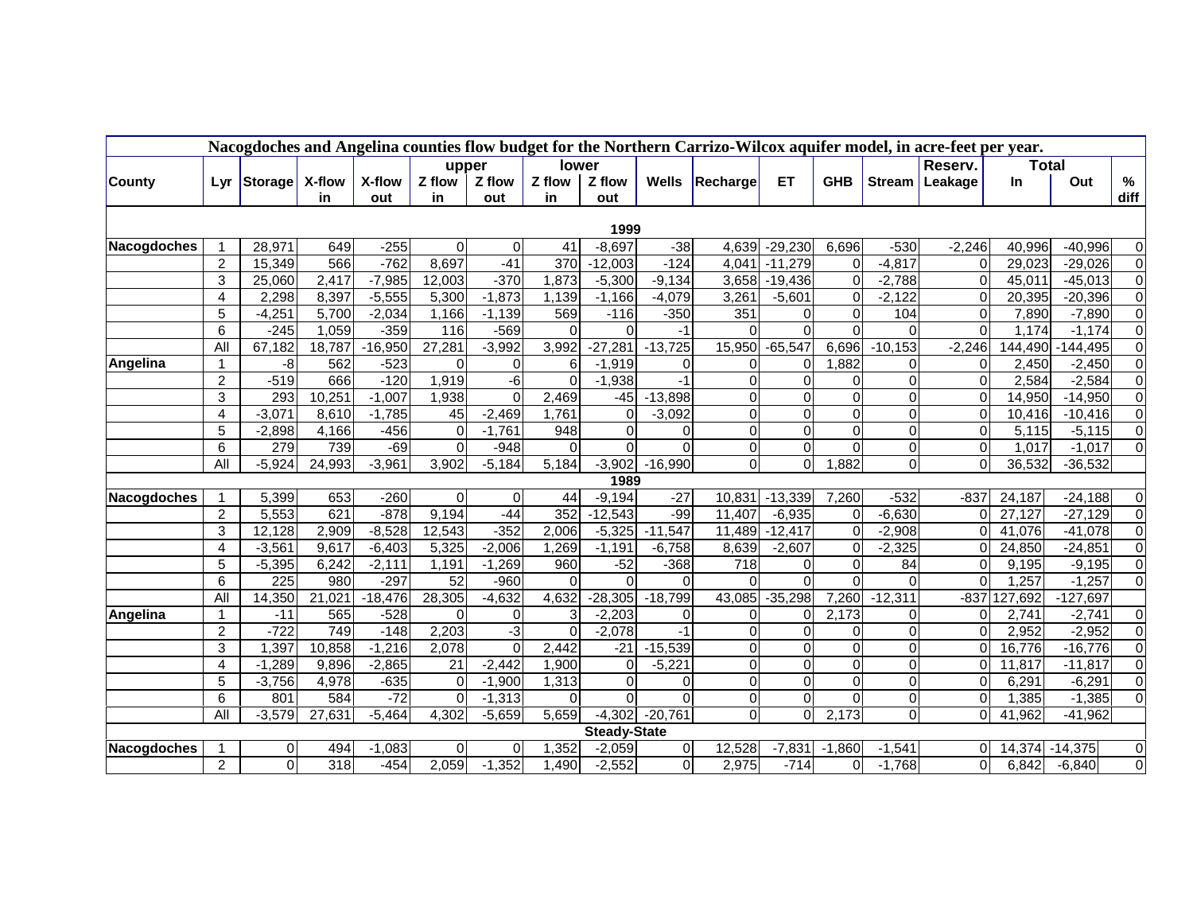**Nacogdoches and Angelina counties flow budget for the Northern Carrizo-Wilcox aquifer model, in acre-feet per year.**

| County | Lyr | Storage | X-flow in | X-flow out | upper Z flow in | upper Z flow out | lower Z flow in | lower Z flow out | Wells | Recharge | ET | GHB | Stream | Reserv. Leakage | Total In | Total Out | % diff |
|---|---|---|---|---|---|---|---|---|---|---|---|---|---|---|---|---|---|
| **1999** | | | | | | | | | | | | | | | | | |
| **Nacogdoches** | 1 | 28,971 | 649 | -255 | 0 | 0 | 41 | -8,697 | -38 | 4,639 | -29,230 | 6,696 | -530 | -2,246 | 40,996 | -40,996 | 0 |
| | 2 | 15,349 | 566 | -762 | 8,697 | -41 | 370 | -12,003 | -124 | 4,041 | -11,279 | 0 | -4,817 | 0 | 29,023 | -29,026 | 0 |
| | 3 | 25,060 | 2,417 | -7,985 | 12,003 | -370 | 1,873 | -5,300 | -9,134 | 3,658 | -19,436 | 0 | -2,788 | 0 | 45,011 | -45,013 | 0 |
| | 4 | 2,298 | 8,397 | -5,555 | 5,300 | -1,873 | 1,139 | -1,166 | -4,079 | 3,261 | -5,601 | 0 | -2,122 | 0 | 20,395 | -20,396 | 0 |
| | 5 | -4,251 | 5,700 | -2,034 | 1,166 | -1,139 | 569 | -116 | -350 | 351 | 0 | 0 | 104 | 0 | 7,890 | -7,890 | 0 |
| | 6 | -245 | 1,059 | -359 | 116 | -569 | 0 | 0 | -1 | 0 | 0 | 0 | 0 | 0 | 1,174 | -1,174 | 0 |
| | All | 67,182 | 18,787 | -16,950 | 27,281 | -3,992 | 3,992 | -27,281 | -13,725 | 15,950 | -65,547 | 6,696 | -10,153 | -2,246 | 144,490 | -144,495 | 0 |
| **Angelina** | 1 | -8 | 562 | -523 | 0 | 0 | 6 | -1,919 | 0 | 0 | 0 | 1,882 | 0 | 0 | 2,450 | -2,450 | 0 |
| | 2 | -519 | 666 | -120 | 1,919 | -6 | 0 | -1,938 | -1 | 0 | 0 | 0 | 0 | 0 | 2,584 | -2,584 | 0 |
| | 3 | 293 | 10,251 | -1,007 | 1,938 | 0 | 2,469 | -45 | -13,898 | 0 | 0 | 0 | 0 | 0 | 14,950 | -14,950 | 0 |
| | 4 | -3,071 | 8,610 | -1,785 | 45 | -2,469 | 1,761 | 0 | -3,092 | 0 | 0 | 0 | 0 | 0 | 10,416 | -10,416 | 0 |
| | 5 | -2,898 | 4,166 | -456 | 0 | -1,761 | 948 | 0 | 0 | 0 | 0 | 0 | 0 | 0 | 5,115 | -5,115 | 0 |
| | 6 | 279 | 739 | -69 | 0 | -948 | 0 | 0 | 0 | 0 | 0 | 0 | 0 | 0 | 1,017 | -1,017 | 0 |
| | All | -5,924 | 24,993 | -3,961 | 3,902 | -5,184 | 5,184 | -3,902 | -16,990 | 0 | 0 | 1,882 | 0 | 0 | 36,532 | -36,532 | |
| **1989** | | | | | | | | | | | | | | | | | |
| **Nacogdoches** | 1 | 5,399 | 653 | -260 | 0 | 0 | 44 | -9,194 | -27 | 10,831 | -13,339 | 7,260 | -532 | -837 | 24,187 | -24,188 | 0 |
| | 2 | 5,553 | 621 | -878 | 9,194 | -44 | 352 | -12,543 | -99 | 11,407 | -6,935 | 0 | -6,630 | 0 | 27,127 | -27,129 | 0 |
| | 3 | 12,128 | 2,909 | -8,528 | 12,543 | -352 | 2,006 | -5,325 | -11,547 | 11,489 | -12,417 | 0 | -2,908 | 0 | 41,076 | -41,078 | 0 |
| | 4 | -3,561 | 9,617 | -6,403 | 5,325 | -2,006 | 1,269 | -1,191 | -6,758 | 8,639 | -2,607 | 0 | -2,325 | 0 | 24,850 | -24,851 | 0 |
| | 5 | -5,395 | 6,242 | -2,111 | 1,191 | -1,269 | 960 | -52 | -368 | 718 | 0 | 0 | 84 | 0 | 9,195 | -9,195 | 0 |
| | 6 | 225 | 980 | -297 | 52 | -960 | 0 | 0 | 0 | 0 | 0 | 0 | 0 | 0 | 1,257 | -1,257 | 0 |
| | All | 14,350 | 21,021 | -18,476 | 28,305 | -4,632 | 4,632 | -28,305 | -18,799 | 43,085 | -35,298 | 7,260 | -12,311 | -837 | 127,692 | -127,697 | |
| **Angelina** | 1 | -11 | 565 | -528 | 0 | 0 | 3 | -2,203 | 0 | 0 | 0 | 2,173 | 0 | 0 | 2,741 | -2,741 | 0 |
| | 2 | -722 | 749 | -148 | 2,203 | -3 | 0 | -2,078 | -1 | 0 | 0 | 0 | 0 | 0 | 2,952 | -2,952 | 0 |
| | 3 | 1,397 | 10,858 | -1,216 | 2,078 | 0 | 2,442 | -21 | -15,539 | 0 | 0 | 0 | 0 | 0 | 16,776 | -16,776 | 0 |
| | 4 | -1,289 | 9,896 | -2,865 | 21 | -2,442 | 1,900 | 0 | -5,221 | 0 | 0 | 0 | 0 | 0 | 11,817 | -11,817 | 0 |
| | 5 | -3,756 | 4,978 | -635 | 0 | -1,900 | 1,313 | 0 | 0 | 0 | 0 | 0 | 0 | 0 | 6,291 | -6,291 | 0 |
| | 6 | 801 | 584 | -72 | 0 | -1,313 | 0 | 0 | 0 | 0 | 0 | 0 | 0 | 0 | 1,385 | -1,385 | 0 |
| | All | -3,579 | 27,631 | -5,464 | 4,302 | -5,659 | 5,659 | -4,302 | -20,761 | 0 | 0 | 2,173 | 0 | 0 | 41,962 | -41,962 | |
| **Steady-State** | | | | | | | | | | | | | | | | | |
| **Nacogdoches** | 1 | 0 | 494 | -1,083 | 0 | 0 | 1,352 | -2,059 | 0 | 12,528 | -7,831 | -1,860 | -1,541 | 0 | 14,374 | -14,375 | 0 |
| | 2 | 0 | 318 | -454 | 2,059 | -1,352 | 1,490 | -2,552 | 0 | 2,975 | -714 | 0 | -1,768 | 0 | 6,842 | -6,840 | 0 |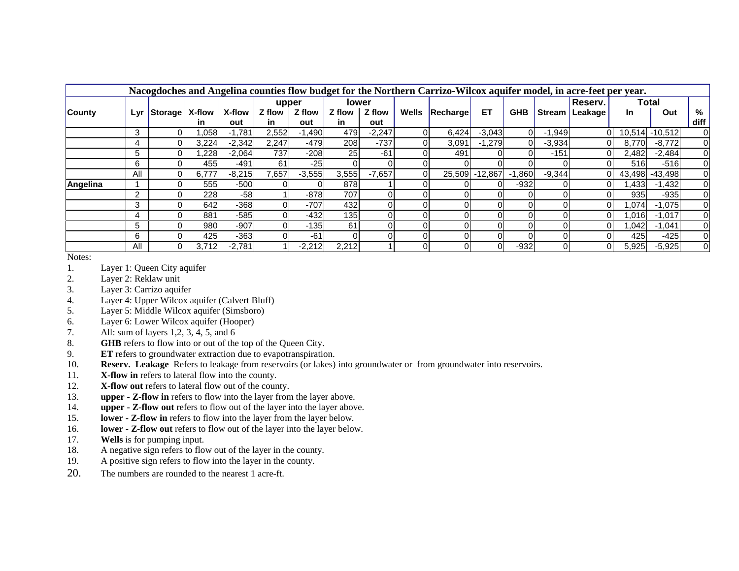| Nacogdoches and Angelina counties flow budget for the Northern Carrizo-Wilcox aquifer model, in acre-feet per year. | | | | | | | | | | | | | | | | | | |
|---|---|---|---|---|---|---|---|---|---|---|---|---|---|---|---|---|---|---|
| | | | | | upper | | lower | | | | | | | Reserv. | Total | | |
| County | Lyr | Storage | X-flow in | X-flow out | Z flow in | Z flow out | Z flow in | Z flow out | Wells | Recharge | ET | GHB | Stream | Leakage | In | Out | % diff |
| | 3 | 0 | 1,058 | -1,781 | 2,552 | -1,490 | 479 | -2,247 | 0 | 6,424 | -3,043 | 0 | -1,949 | 0 | 10,514 | -10,512 | 0 |
| | 4 | 0 | 3,224 | -2,342 | 2,247 | -479 | 208 | -737 | 0 | 3,091 | -1,279 | 0 | -3,934 | 0 | 8,770 | -8,772 | 0 |
| | 5 | 0 | 1,228 | -2,064 | 737 | -208 | 25 | -61 | 0 | 491 | 0 | 0 | -151 | 0 | 2,482 | -2,484 | 0 |
| | 6 | 0 | 455 | -491 | 61 | -25 | 0 | 0 | 0 | 0 | 0 | 0 | 0 | 0 | 516 | -516 | 0 |
| | All | 0 | 6,777 | -8,215 | 7,657 | -3,555 | 3,555 | -7,657 | 0 | 25,509 | -12,867 | -1,860 | -9,344 | 0 | 43,498 | -43,498 | 0 |
| **Angelina** | 1 | 0 | 555 | -500 | 0 | 0 | 878 | 1 | 0 | 0 | 0 | -932 | 0 | 0 | 1,433 | -1,432 | 0 |
| | 2 | 0 | 228 | -58 | 1 | -878 | 707 | 0 | 0 | 0 | 0 | 0 | 0 | 0 | 935 | -935 | 0 |
| | 3 | 0 | 642 | -368 | 0 | -707 | 432 | 0 | 0 | 0 | 0 | 0 | 0 | 0 | 1,074 | -1,075 | 0 |
| | 4 | 0 | 881 | -585 | 0 | -432 | 135 | 0 | 0 | 0 | 0 | 0 | 0 | 0 | 1,016 | -1,017 | 0 |
| | 5 | 0 | 980 | -907 | 0 | -135 | 61 | 0 | 0 | 0 | 0 | 0 | 0 | 0 | 1,042 | -1,041 | 0 |
| | 6 | 0 | 425 | -363 | 0 | -61 | 0 | 0 | 0 | 0 | 0 | 0 | 0 | 0 | 425 | -425 | 0 |
| | All | 0 | 3,712 | -2,781 | 1 | -2,212 | 2,212 | 1 | 0 | 0 | 0 | -932 | 0 | 0 | 5,925 | -5,925 | 0 |

Notes:

1. Layer 1: Queen City aquifer
2. Layer 2: Reklaw unit
3. Layer 3: Carrizo aquifer
4. Layer 4: Upper Wilcox aquifer (Calvert Bluff)
5. Layer 5: Middle Wilcox aquifer (Simsboro)
6. Layer 6: Lower Wilcox aquifer (Hooper)
7. All: sum of layers 1,2, 3, 4, 5, and 6
8. **GHB** refers to flow into or out of the top of the Queen City.
9. **ET** refers to groundwater extraction due to evapotranspiration.
10. **Reserv. Leakage** Refers to leakage from reservoirs (or lakes) into groundwater or from groundwater into reservoirs.
11. **X-flow in** refers to lateral flow into the county.
12. **X-flow out** refers to lateral flow out of the county.
13. **upper - Z-flow in** refers to flow into the layer from the layer above.
14. **upper - Z-flow out** refers to flow out of the layer into the layer above.
15. **lower - Z-flow in** refers to flow into the layer from the layer below.
16. **lower - Z-flow out** refers to flow out of the layer into the layer below.
17. **Wells** is for pumping input.
18. A negative sign refers to flow out of the layer in the county.
19. A positive sign refers to flow into the layer in the county.
20. The numbers are rounded to the nearest 1 acre-ft.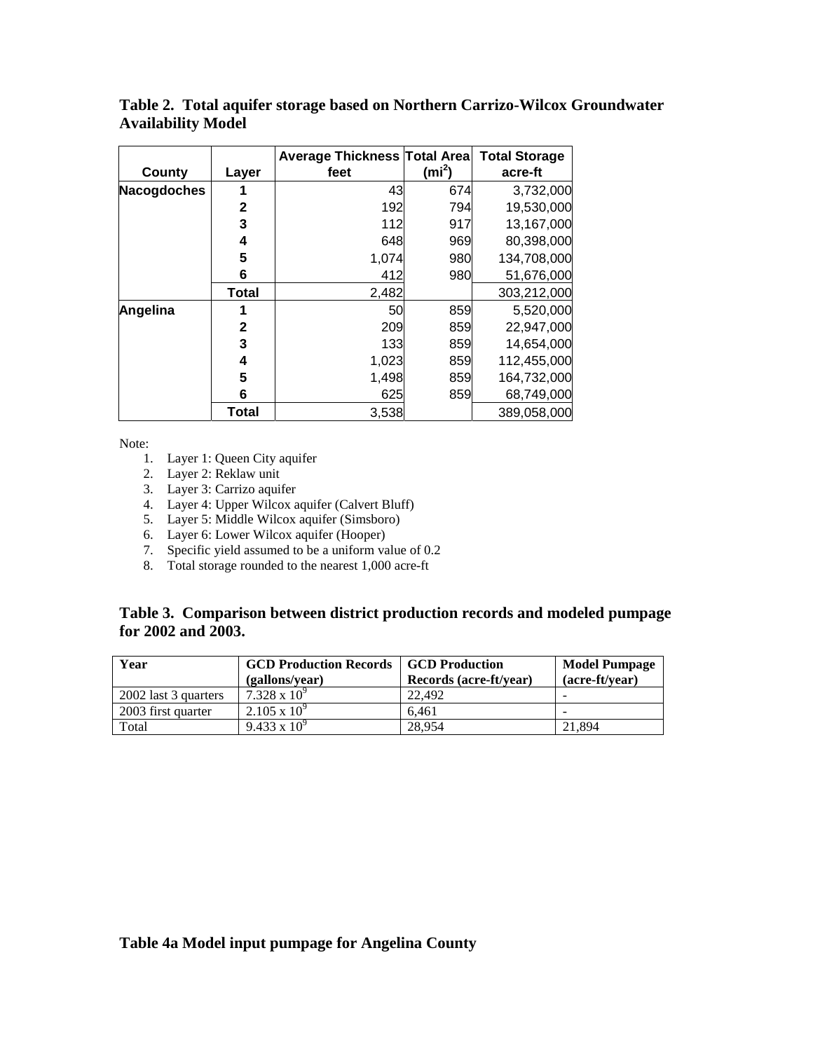**Table 2. Total aquifer storage based on Northern Carrizo-Wilcox Groundwater Availability Model**

| County | Layer | Average Thickness feet | Total Area (mi$^2$) | Total Storage acre-ft |
|---|---|---|---|---|
| **Nacogdoches** | **1** | 43 | 674 | 3,732,000 |
| | **2** | 192 | 794 | 19,530,000 |
| | **3** | 112 | 917 | 13,167,000 |
| | **4** | 648 | 969 | 80,398,000 |
| | **5** | 1,074 | 980 | 134,708,000 |
| | **6** | 412 | 980 | 51,676,000 |
| | **Total** | 2,482 | | 303,212,000 |
| **Angelina** | **1** | 50 | 859 | 5,520,000 |
| | **2** | 209 | 859 | 22,947,000 |
| | **3** | 133 | 859 | 14,654,000 |
| | **4** | 1,023 | 859 | 112,455,000 |
| | **5** | 1,498 | 859 | 164,732,000 |
| | **6** | 625 | 859 | 68,749,000 |
| | **Total** | 3,538 | | 389,058,000 |

Note:

1. Layer 1: Queen City aquifer
2. Layer 2: Reklaw unit
3. Layer 3: Carrizo aquifer
4. Layer 4: Upper Wilcox aquifer (Calvert Bluff)
5. Layer 5: Middle Wilcox aquifer (Simsboro)
6. Layer 6: Lower Wilcox aquifer (Hooper)
7. Specific yield assumed to be a uniform value of 0.2
8. Total storage rounded to the nearest 1,000 acre-ft

**Table 3. Comparison between district production records and modeled pumpage for 2002 and 2003.**

| Year | GCD Production Records (gallons/year) | GCD Production Records (acre-ft/year) | Model Pumpage (acre-ft/year) |
|---|---|---|---|
| 2002 last 3 quarters | $7.328 \times 10^9$ | 22,492 | - |
| 2003 first quarter | $2.105 \times 10^9$ | 6,461 | - |
| Total | $9.433 \times 10^9$ | 28,954 | 21,894 |

**Table 4a Model input pumpage for Angelina County**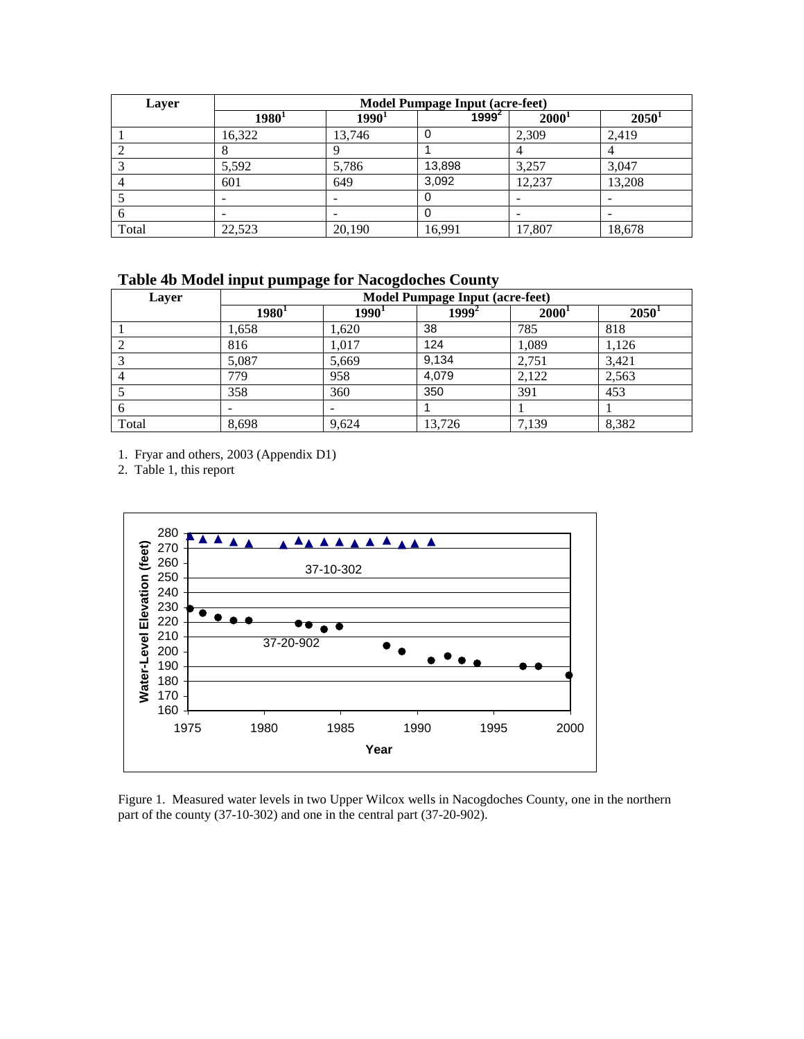| Layer | Model Pumpage Input (acre-feet) | | | | |
|---|---|---|---|---|---|
| | 1980[1] | 1990[1] | 1999[2] | 2000[1] | 2050[1] |
| 1 | 16,322 | 13,746 | 0 | 2,309 | 2,419 |
| 2 | 8 | 9 | 1 | 4 | 4 |
| 3 | 5,592 | 5,786 | 13,898 | 3,257 | 3,047 |
| 4 | 601 | 649 | 3,092 | 12,237 | 13,208 |
| 5 | - | - | 0 | - | - |
| 6 | - | - | 0 | - | - |
| Total | 22,523 | 20,190 | 16,991 | 17,807 | 18,678 |

**Table 4b Model input pumpage for Nacogdoches County**

| Layer | Model Pumpage Input (acre-feet) | | | | |
|---|---|---|---|---|---|
| | 1980[1] | 1990[1] | 1999[2] | 2000[1] | 2050[1] |
| 1 | 1,658 | 1,620 | 38 | 785 | 818 |
| 2 | 816 | 1,017 | 124 | 1,089 | 1,126 |
| 3 | 5,087 | 5,669 | 9,134 | 2,751 | 3,421 |
| 4 | 779 | 958 | 4,079 | 2,122 | 2,563 |
| 5 | 358 | 360 | 350 | 391 | 453 |
| 6 | - | - | 1 | 1 | 1 |
| Total | 8,698 | 9,624 | 13,726 | 7,139 | 8,382 |

1. Fryar and others, 2003 (Appendix D1)
2. Table 1, this report

Figure 1. Measured water levels in two Upper Wilcox wells in Nacogdoches County, one in the northern part of the county (37-10-302) and one in the central part (37-20-902).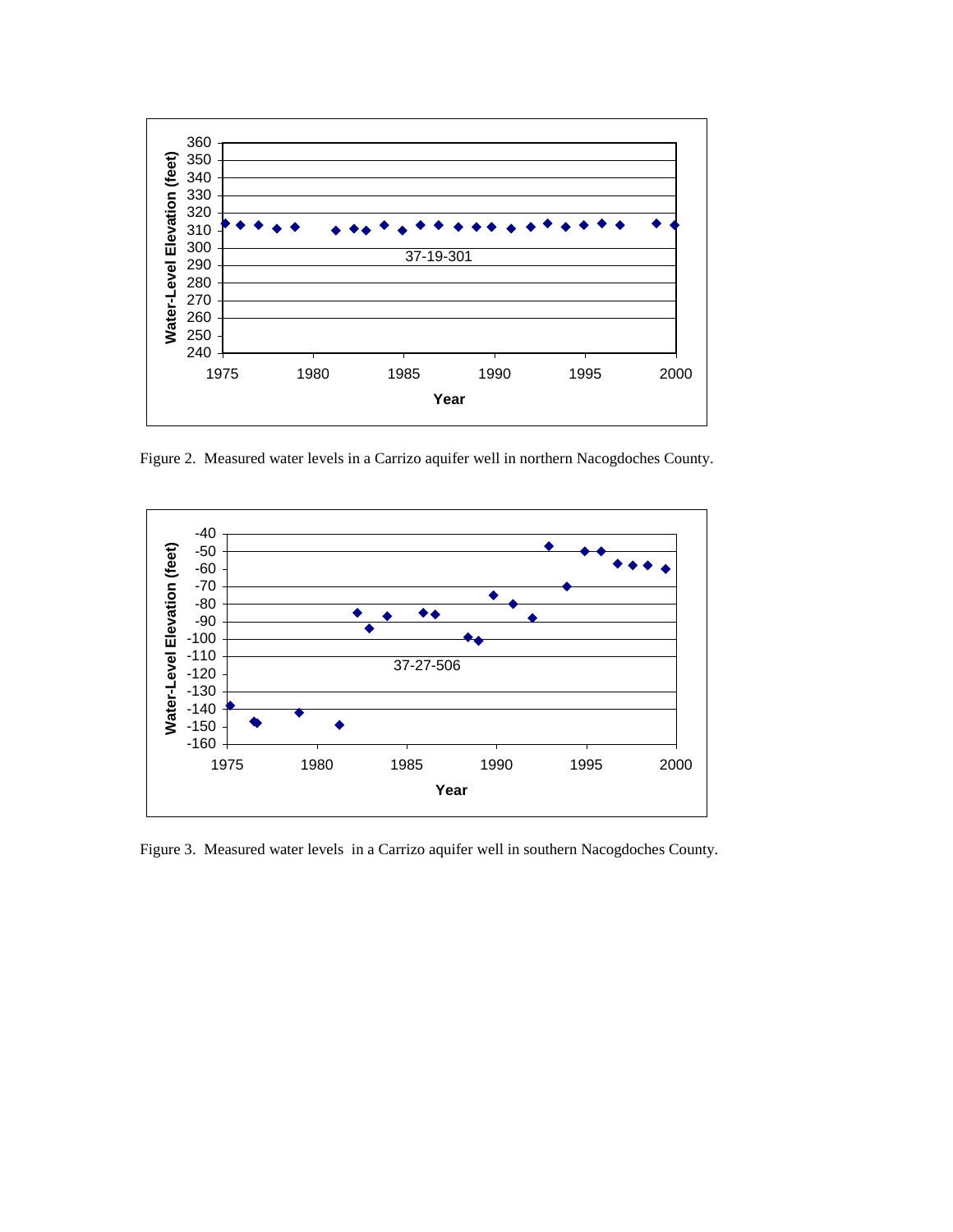Figure 2. Measured water levels in a Carrizo aquifer well in northern Nacogdoches County.

Figure 3. Measured water levels in a Carrizo aquifer well in southern Nacogdoches County.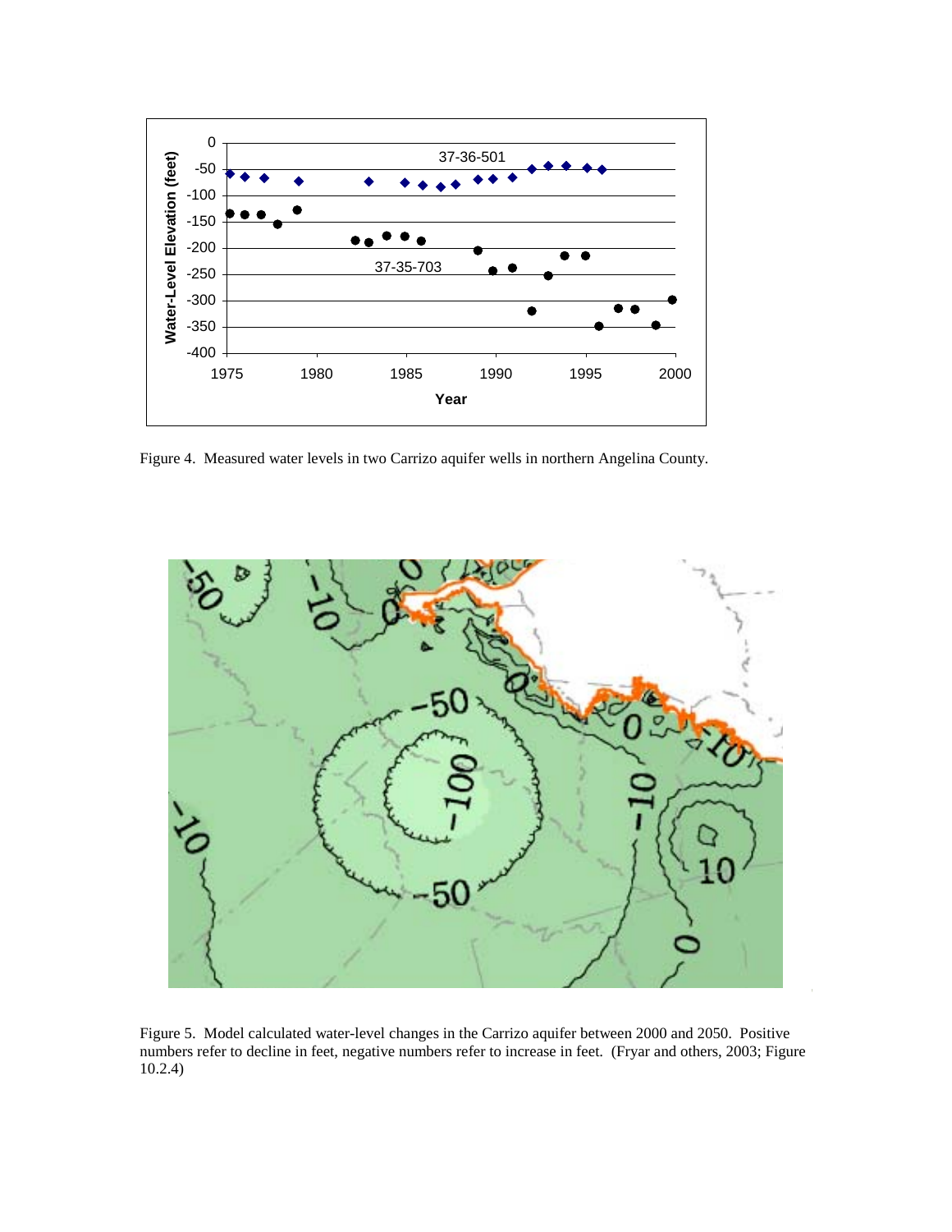Figure 4. Measured water levels in two Carrizo aquifer wells in northern Angelina County.

Figure 5. Model calculated water-level changes in the Carrizo aquifer between 2000 and 2050. Positive numbers refer to decline in feet, negative numbers refer to increase in feet. (Fryar and others, 2003; Figure 10.2.4)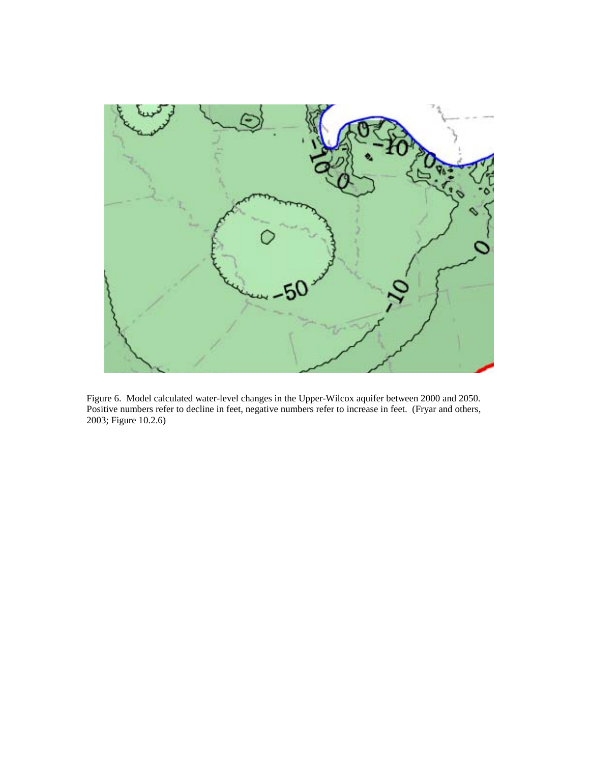0

-10

-10

0

0

-50

-10

0

Figure 6. Model calculated water-level changes in the Upper-Wilcox aquifer between 2000 and 2050. Positive numbers refer to decline in feet, negative numbers refer to increase in feet. (Fryar and others, 2003; Figure 10.2.6)